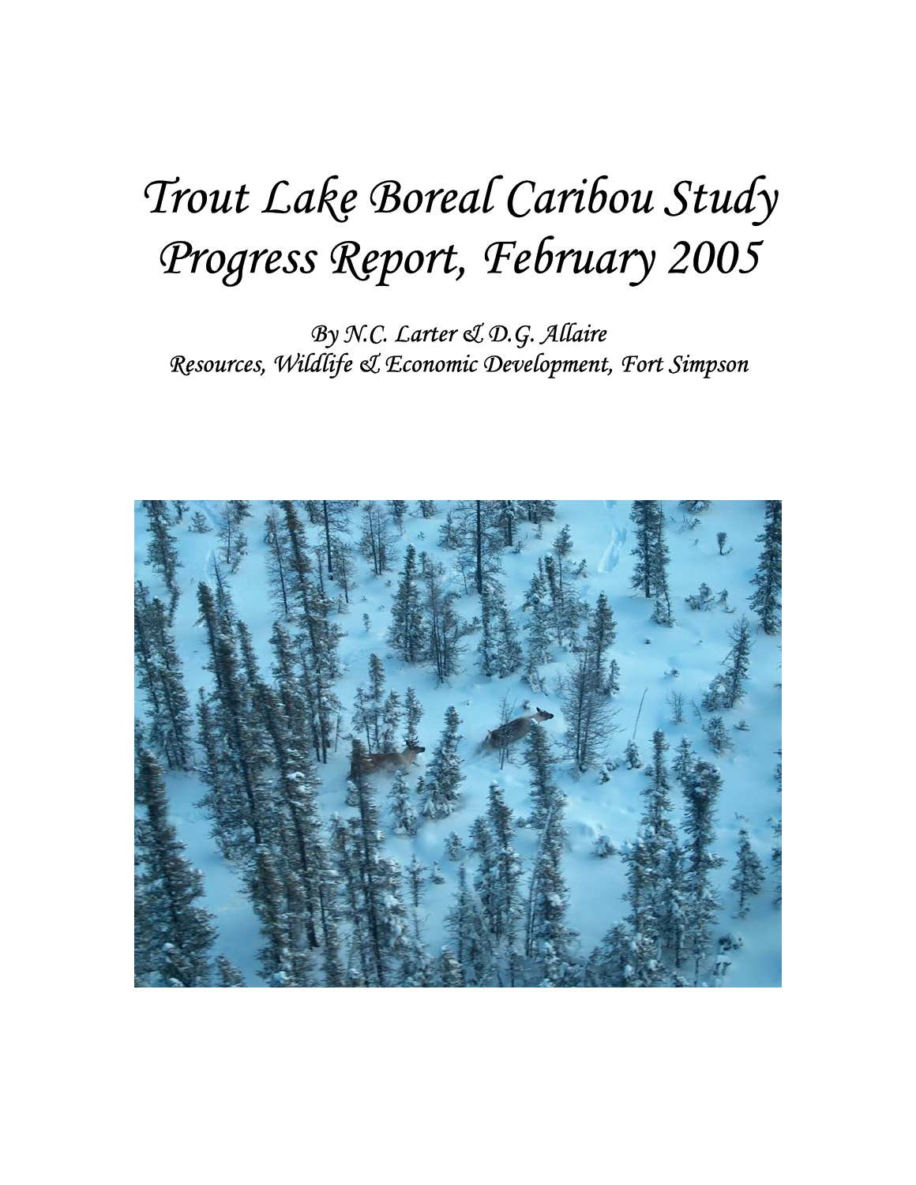# *Trout Lake Boreal Caribou Study Progress Report, February 2005*

*By N.C. Larter & D.G. Allaire*
*Resources, Wildlife & Economic Development, Fort Simpson*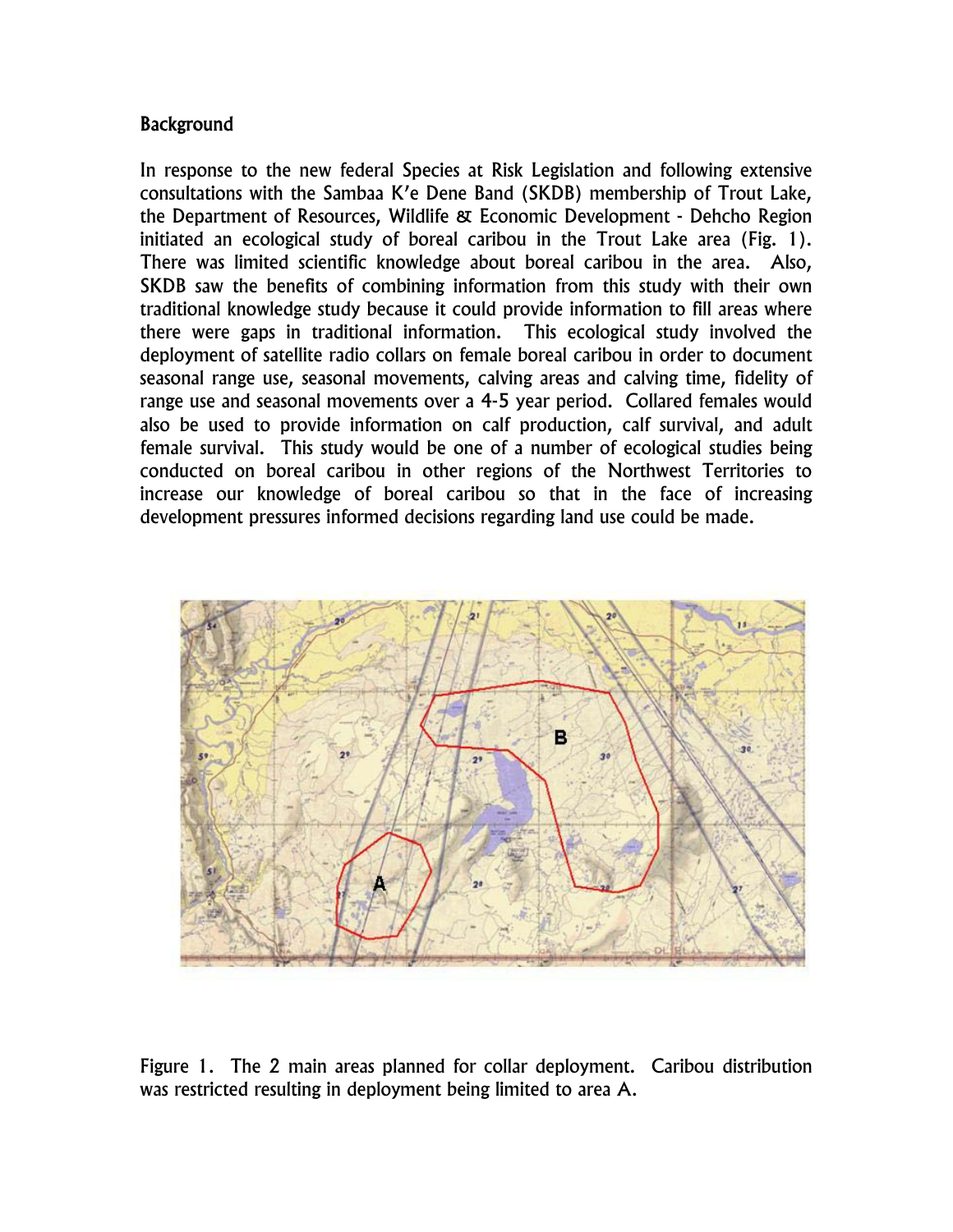## Background

In response to the new federal Species at Risk Legislation and following extensive consultations with the Sambaa K'e Dene Band (SKDB) membership of Trout Lake, the Department of Resources, Wildlife & Economic Development - Dehcho Region initiated an ecological study of boreal caribou in the Trout Lake area (Fig. 1). There was limited scientific knowledge about boreal caribou in the area. Also, SKDB saw the benefits of combining information from this study with their own traditional knowledge study because it could provide information to fill areas where there were gaps in traditional information. This ecological study involved the deployment of satellite radio collars on female boreal caribou in order to document seasonal range use, seasonal movements, calving areas and calving time, fidelity of range use and seasonal movements over a 4-5 year period. Collared females would also be used to provide information on calf production, calf survival, and adult female survival. This study would be one of a number of ecological studies being conducted on boreal caribou in other regions of the Northwest Territories to increase our knowledge of boreal caribou so that in the face of increasing development pressures informed decisions regarding land use could be made.

Figure 1. The 2 main areas planned for collar deployment. Caribou distribution was restricted resulting in deployment being limited to area A.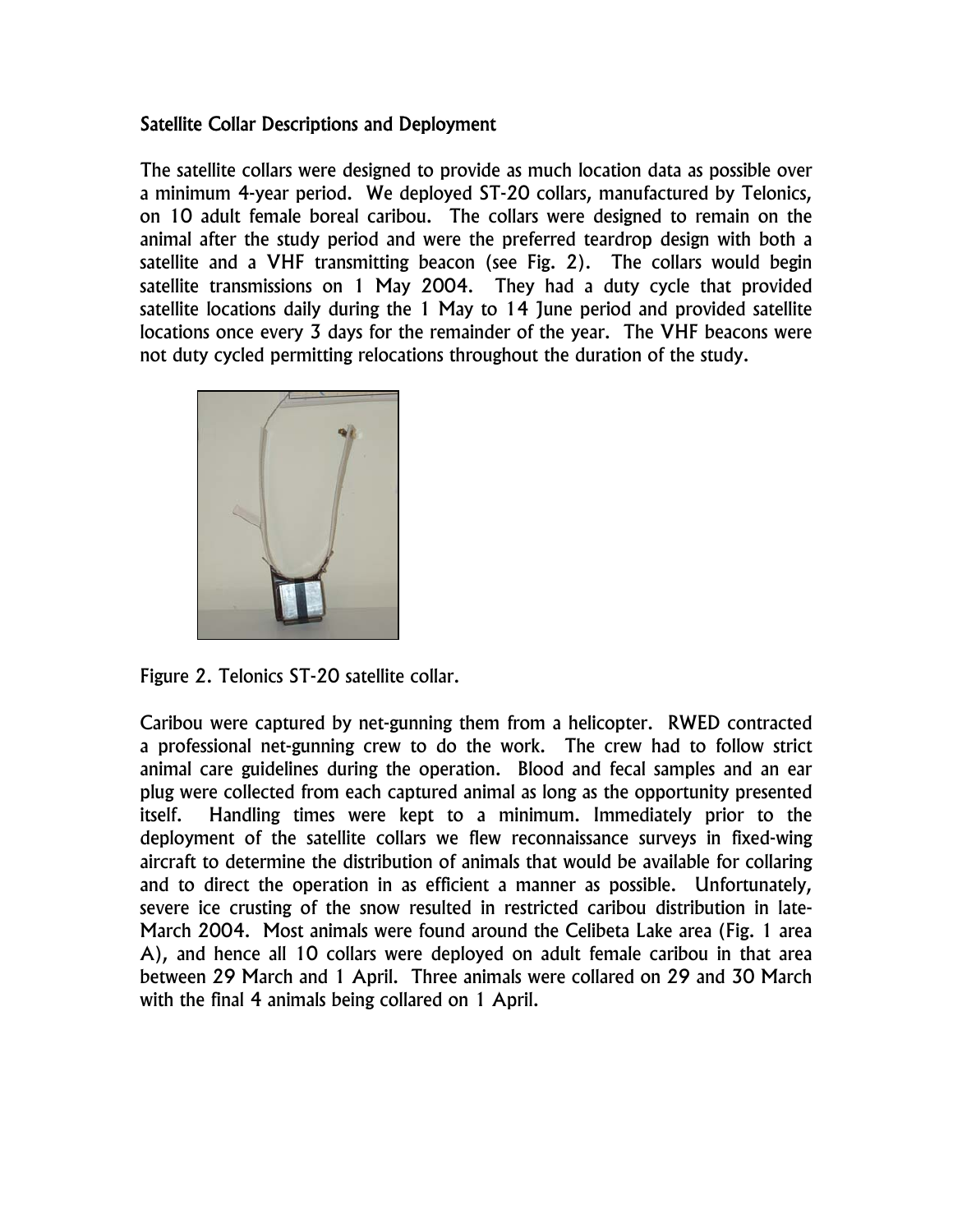## Satellite Collar Descriptions and Deployment

The satellite collars were designed to provide as much location data as possible over a minimum 4-year period. We deployed ST-20 collars, manufactured by Telonics, on 10 adult female boreal caribou. The collars were designed to remain on the animal after the study period and were the preferred teardrop design with both a satellite and a VHF transmitting beacon (see Fig. 2). The collars would begin satellite transmissions on 1 May 2004. They had a duty cycle that provided satellite locations daily during the 1 May to 14 June period and provided satellite locations once every 3 days for the remainder of the year. The VHF beacons were not duty cycled permitting relocations throughout the duration of the study.

Figure 2. Telonics ST-20 satellite collar.

Caribou were captured by net-gunning them from a helicopter. RWED contracted a professional net-gunning crew to do the work. The crew had to follow strict animal care guidelines during the operation. Blood and fecal samples and an ear plug were collected from each captured animal as long as the opportunity presented itself. Handling times were kept to a minimum. Immediately prior to the deployment of the satellite collars we flew reconnaissance surveys in fixed-wing aircraft to determine the distribution of animals that would be available for collaring and to direct the operation in as efficient a manner as possible. Unfortunately, severe ice crusting of the snow resulted in restricted caribou distribution in late-March 2004. Most animals were found around the Celibeta Lake area (Fig. 1 area A), and hence all 10 collars were deployed on adult female caribou in that area between 29 March and 1 April. Three animals were collared on 29 and 30 March with the final 4 animals being collared on 1 April.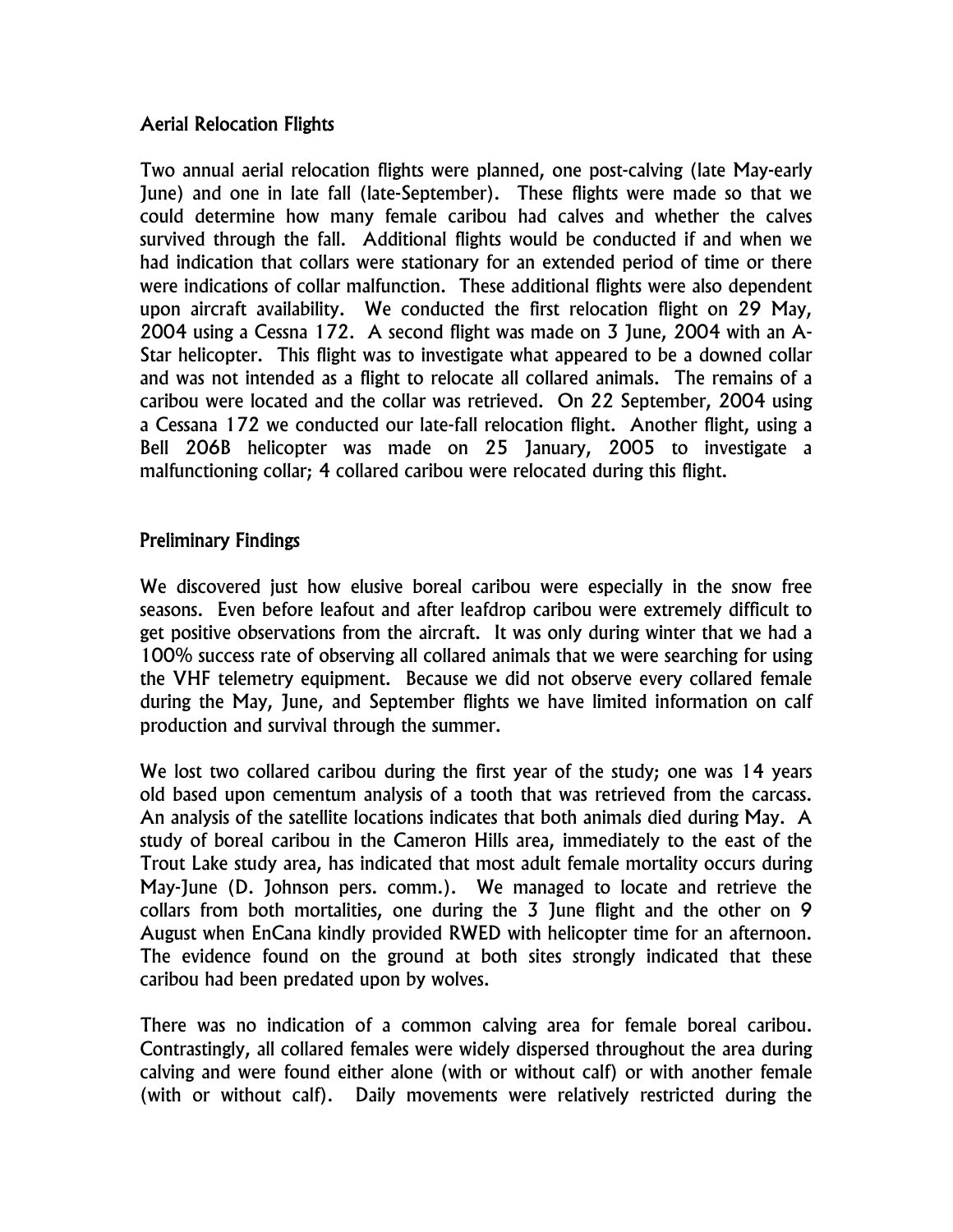## Aerial Relocation Flights

Two annual aerial relocation flights were planned, one post-calving (late May-early June) and one in late fall (late-September). These flights were made so that we could determine how many female caribou had calves and whether the calves survived through the fall. Additional flights would be conducted if and when we had indication that collars were stationary for an extended period of time or there were indications of collar malfunction. These additional flights were also dependent upon aircraft availability. We conducted the first relocation flight on 29 May, 2004 using a Cessna 172. A second flight was made on 3 June, 2004 with an A-Star helicopter. This flight was to investigate what appeared to be a downed collar and was not intended as a flight to relocate all collared animals. The remains of a caribou were located and the collar was retrieved. On 22 September, 2004 using a Cessana 172 we conducted our late-fall relocation flight. Another flight, using a Bell 206B helicopter was made on 25 January, 2005 to investigate a malfunctioning collar; 4 collared caribou were relocated during this flight.

## Preliminary Findings

We discovered just how elusive boreal caribou were especially in the snow free seasons. Even before leafout and after leafdrop caribou were extremely difficult to get positive observations from the aircraft. It was only during winter that we had a 100% success rate of observing all collared animals that we were searching for using the VHF telemetry equipment. Because we did not observe every collared female during the May, June, and September flights we have limited information on calf production and survival through the summer.

We lost two collared caribou during the first year of the study; one was 14 years old based upon cementum analysis of a tooth that was retrieved from the carcass. An analysis of the satellite locations indicates that both animals died during May. A study of boreal caribou in the Cameron Hills area, immediately to the east of the Trout Lake study area, has indicated that most adult female mortality occurs during May-June (D. Johnson pers. comm.). We managed to locate and retrieve the collars from both mortalities, one during the 3 June flight and the other on 9 August when EnCana kindly provided RWED with helicopter time for an afternoon. The evidence found on the ground at both sites strongly indicated that these caribou had been predated upon by wolves.

There was no indication of a common calving area for female boreal caribou. Contrastingly, all collared females were widely dispersed throughout the area during calving and were found either alone (with or without calf) or with another female (with or without calf). Daily movements were relatively restricted during the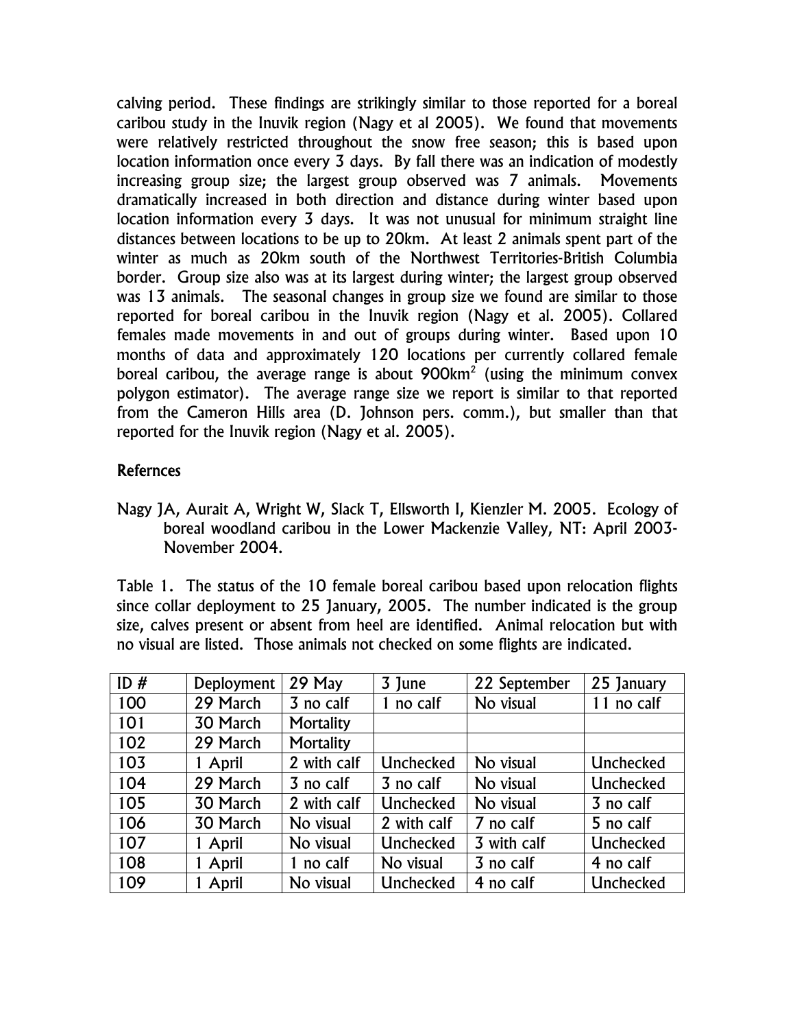calving period. These findings are strikingly similar to those reported for a boreal caribou study in the Inuvik region (Nagy et al 2005). We found that movements were relatively restricted throughout the snow free season; this is based upon location information once every 3 days. By fall there was an indication of modestly increasing group size; the largest group observed was 7 animals. Movements dramatically increased in both direction and distance during winter based upon location information every 3 days. It was not unusual for minimum straight line distances between locations to be up to 20km. At least 2 animals spent part of the winter as much as 20km south of the Northwest Territories-British Columbia border. Group size also was at its largest during winter; the largest group observed was 13 animals. The seasonal changes in group size we found are similar to those reported for boreal caribou in the Inuvik region (Nagy et al. 2005). Collared females made movements in and out of groups during winter. Based upon 10 months of data and approximately 120 locations per currently collared female boreal caribou, the average range is about 900km$^2$ (using the minimum convex polygon estimator). The average range size we report is similar to that reported from the Cameron Hills area (D. Johnson pers. comm.), but smaller than that reported for the Inuvik region (Nagy et al. 2005).

## Refernces

Nagy JA, Aurait A, Wright W, Slack T, Ellsworth I, Kienzler M. 2005. Ecology of boreal woodland caribou in the Lower Mackenzie Valley, NT: April 2003-November 2004.

Table 1. The status of the 10 female boreal caribou based upon relocation flights since collar deployment to 25 January, 2005. The number indicated is the group size, calves present or absent from heel are identified. Animal relocation but with no visual are listed. Those animals not checked on some flights are indicated.

| ID # | Deployment | 29 May | 3 June | 22 September | 25 January |
|---|---|---|---|---|---|
| 100 | 29 March | 3 no calf | 1 no calf | No visual | 11 no calf |
| 101 | 30 March | Mortality | | | |
| 102 | 29 March | Mortality | | | |
| 103 | 1 April | 2 with calf | Unchecked | No visual | Unchecked |
| 104 | 29 March | 3 no calf | 3 no calf | No visual | Unchecked |
| 105 | 30 March | 2 with calf | Unchecked | No visual | 3 no calf |
| 106 | 30 March | No visual | 2 with calf | 7 no calf | 5 no calf |
| 107 | 1 April | No visual | Unchecked | 3 with calf | Unchecked |
| 108 | 1 April | 1 no calf | No visual | 3 no calf | 4 no calf |
| 109 | 1 April | No visual | Unchecked | 4 no calf | Unchecked |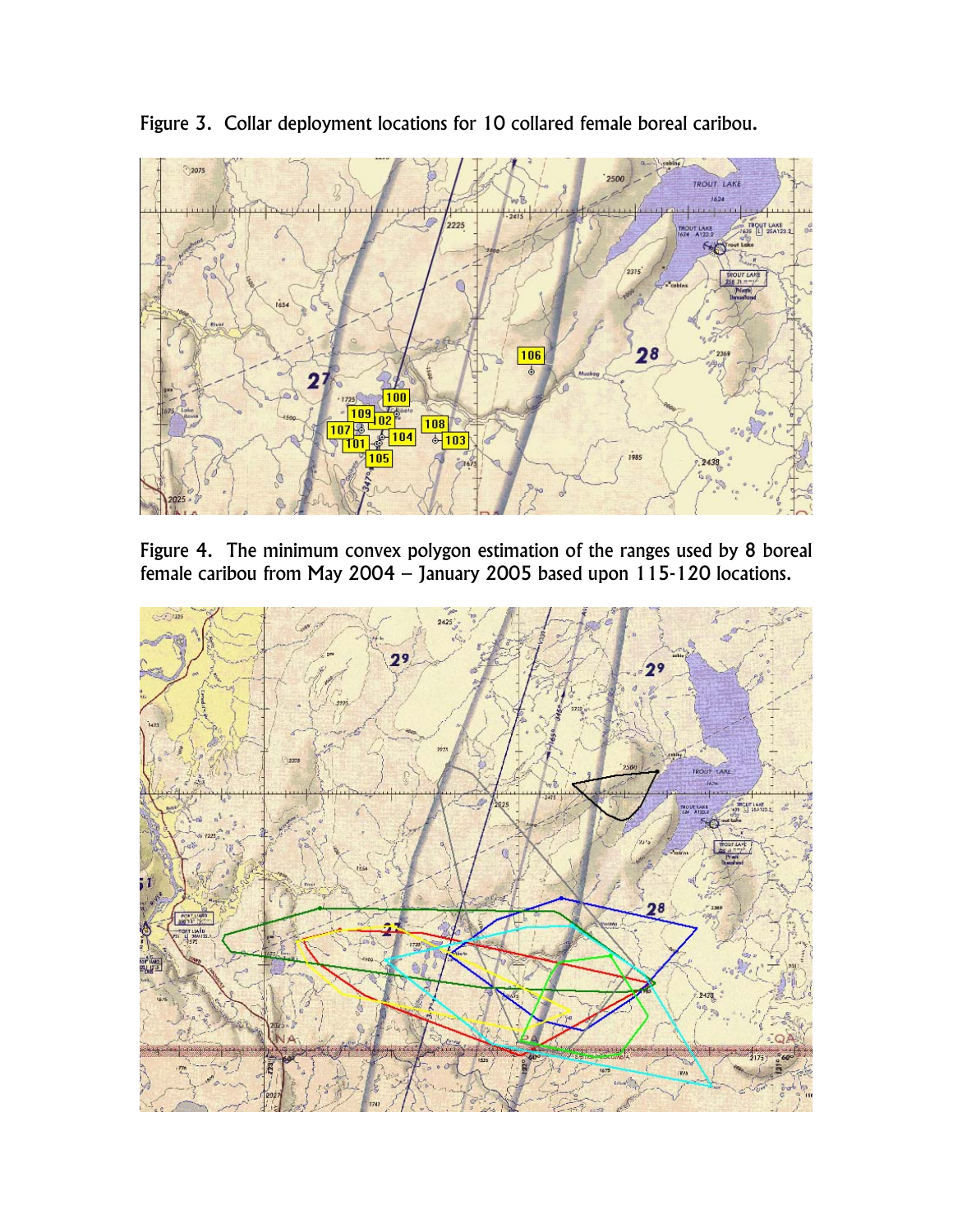Figure 3. Collar deployment locations for 10 collared female boreal caribou.

Figure 4. The minimum convex polygon estimation of the ranges used by 8 boreal female caribou from May 2004 – January 2005 based upon 115-120 locations.